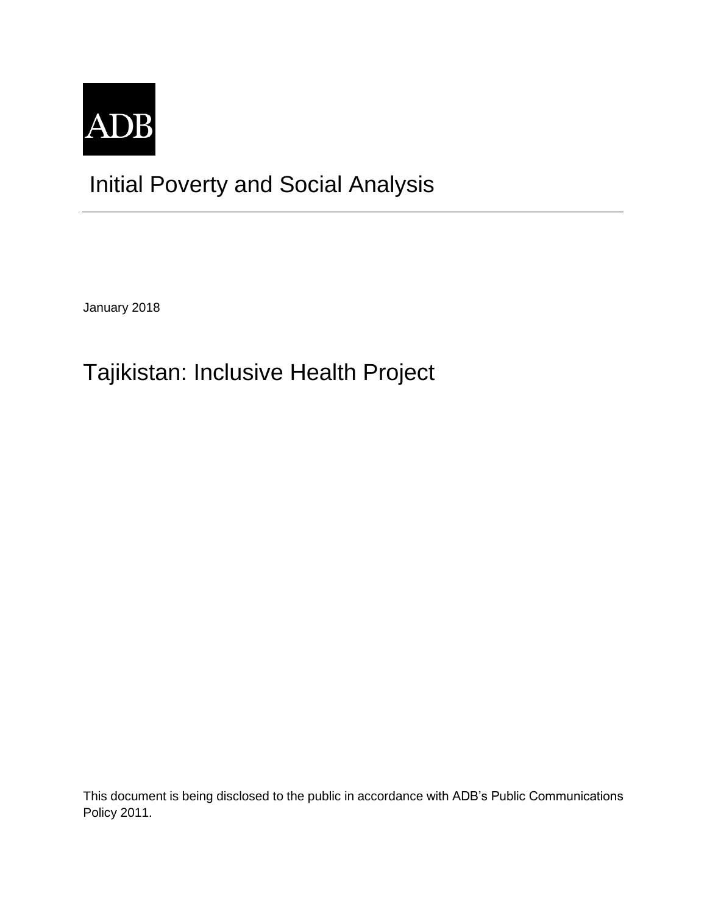ADB

# Initial Poverty and Social Analysis

January 2018

# Tajikistan: Inclusive Health Project

This document is being disclosed to the public in accordance with ADB's Public Communications Policy 2011.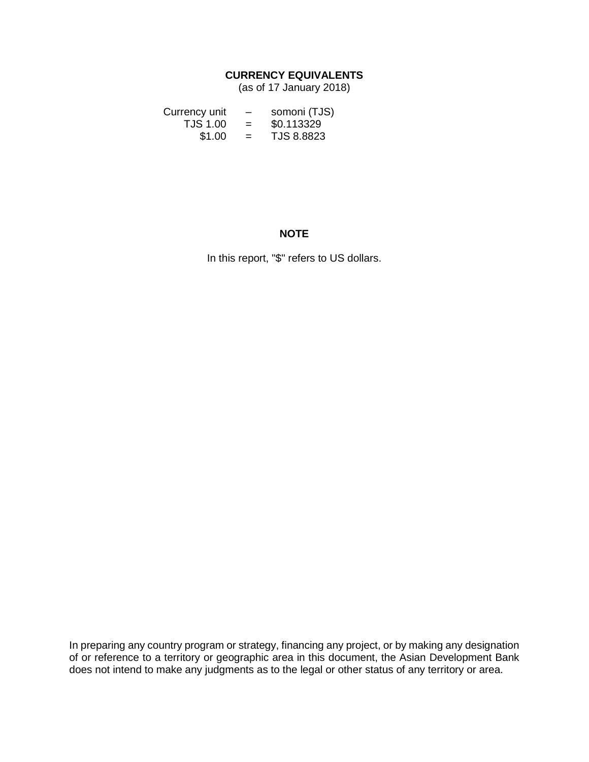## CURRENCY EQUIVALENTS

(as of 17 January 2018)

| | | |
|---|---|---|
| Currency unit | – | somoni (TJS) |
| TJS 1.00 | = | $0.113329 |
| $1.00 | = | TJS 8.8823 |

## NOTE

In this report, "$" refers to US dollars.

In preparing any country program or strategy, financing any project, or by making any designation of or reference to a territory or geographic area in this document, the Asian Development Bank does not intend to make any judgments as to the legal or other status of any territory or area.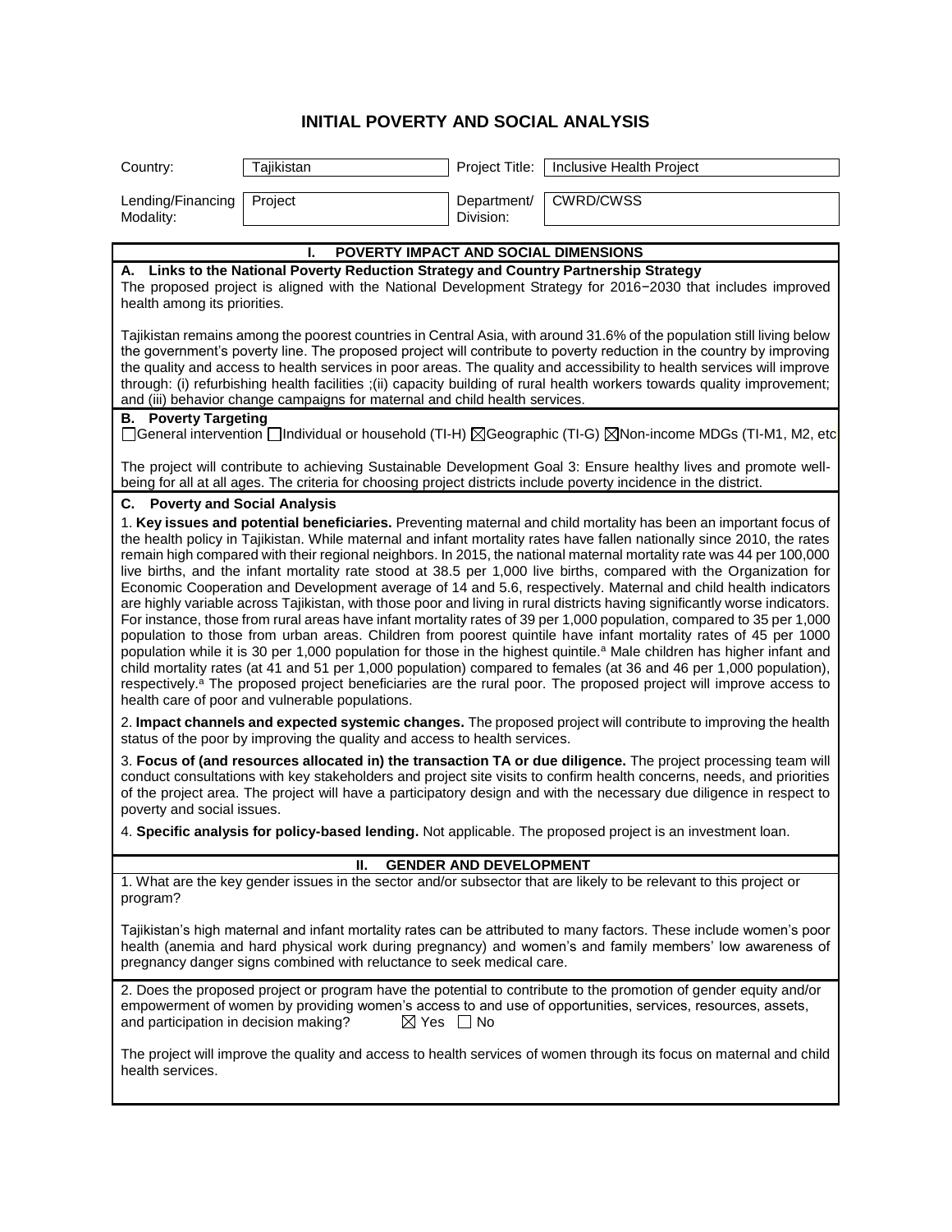# INITIAL POVERTY AND SOCIAL ANALYSIS

| | | | |
|---|---|---|---|
| Country: | Tajikistan | Project Title: | Inclusive Health Project |
| Lending/Financing Modality: | Project | Department/ Division: | CWRD/CWSS |

## I. POVERTY IMPACT AND SOCIAL DIMENSIONS

**A. Links to the National Poverty Reduction Strategy and Country Partnership Strategy**

The proposed project is aligned with the National Development Strategy for 2016−2030 that includes improved health among its priorities.

Tajikistan remains among the poorest countries in Central Asia, with around 31.6% of the population still living below the government's poverty line. The proposed project will contribute to poverty reduction in the country by improving the quality and access to health services in poor areas. The quality and accessibility to health services will improve through: (i) refurbishing health facilities ;(ii) capacity building of rural health workers towards quality improvement; and (iii) behavior change campaigns for maternal and child health services.

**B. Poverty Targeting**

☐General intervention ☐Individual or household (TI-H) ☒Geographic (TI-G) ☒Non-income MDGs (TI-M1, M2, etc

The project will contribute to achieving Sustainable Development Goal 3: Ensure healthy lives and promote well-being for all at all ages. The criteria for choosing project districts include poverty incidence in the district.

**C. Poverty and Social Analysis**

1. **Key issues and potential beneficiaries.** Preventing maternal and child mortality has been an important focus of the health policy in Tajikistan. While maternal and infant mortality rates have fallen nationally since 2010, the rates remain high compared with their regional neighbors. In 2015, the national maternal mortality rate was 44 per 100,000 live births, and the infant mortality rate stood at 38.5 per 1,000 live births, compared with the Organization for Economic Cooperation and Development average of 14 and 5.6, respectively. Maternal and child health indicators are highly variable across Tajikistan, with those poor and living in rural districts having significantly worse indicators. For instance, those from rural areas have infant mortality rates of 39 per 1,000 population, compared to 35 per 1,000 population to those from urban areas. Children from poorest quintile have infant mortality rates of 45 per 1000 population while it is 30 per 1,000 population for those in the highest quintile.[a] Male children has higher infant and child mortality rates (at 41 and 51 per 1,000 population) compared to females (at 36 and 46 per 1,000 population), respectively.[a] The proposed project beneficiaries are the rural poor. The proposed project will improve access to health care of poor and vulnerable populations.

2. **Impact channels and expected systemic changes.** The proposed project will contribute to improving the health status of the poor by improving the quality and access to health services.

3. **Focus of (and resources allocated in) the transaction TA or due diligence.** The project processing team will conduct consultations with key stakeholders and project site visits to confirm health concerns, needs, and priorities of the project area. The project will have a participatory design and with the necessary due diligence in respect to poverty and social issues.

4. **Specific analysis for policy-based lending.** Not applicable. The proposed project is an investment loan.

## II. GENDER AND DEVELOPMENT

1. What are the key gender issues in the sector and/or subsector that are likely to be relevant to this project or program?

Tajikistan's high maternal and infant mortality rates can be attributed to many factors. These include women's poor health (anemia and hard physical work during pregnancy) and women's and family members' low awareness of pregnancy danger signs combined with reluctance to seek medical care.

2. Does the proposed project or program have the potential to contribute to the promotion of gender equity and/or empowerment of women by providing women's access to and use of opportunities, services, resources, assets, and participation in decision making? ☒ Yes ☐ No

The project will improve the quality and access to health services of women through its focus on maternal and child health services.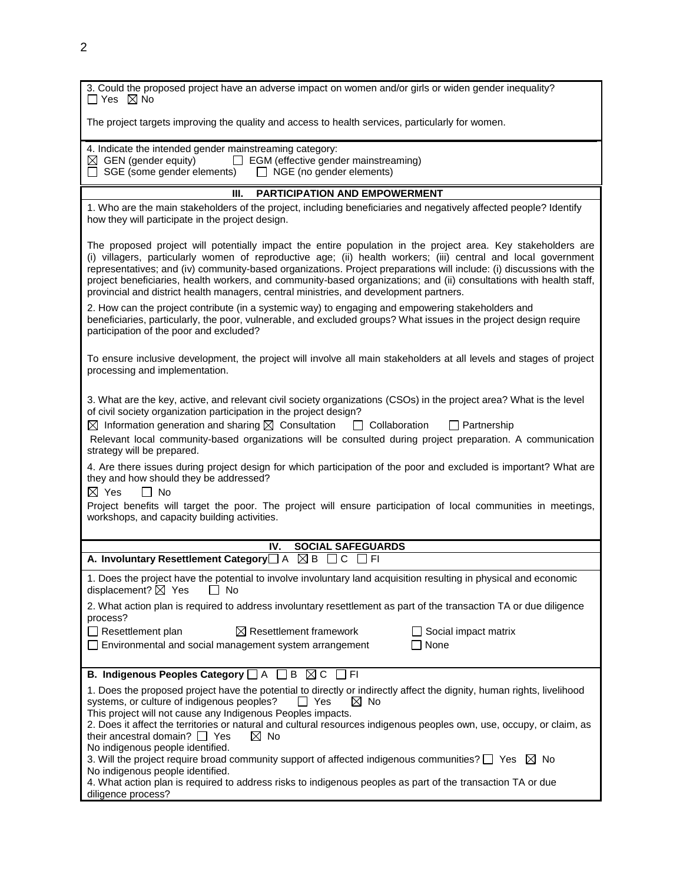3. Could the proposed project have an adverse impact on women and/or girls or widen gender inequality?
☐ Yes ☒ No

The project targets improving the quality and access to health services, particularly for women.

4. Indicate the intended gender mainstreaming category:
☒ GEN (gender equity) ☐ EGM (effective gender mainstreaming)
☐ SGE (some gender elements) ☐ NGE (no gender elements)

## III. PARTICIPATION AND EMPOWERMENT

1. Who are the main stakeholders of the project, including beneficiaries and negatively affected people? Identify how they will participate in the project design.

The proposed project will potentially impact the entire population in the project area. Key stakeholders are (i) villagers, particularly women of reproductive age; (ii) health workers; (iii) central and local government representatives; and (iv) community-based organizations. Project preparations will include: (i) discussions with the project beneficiaries, health workers, and community-based organizations; and (ii) consultations with health staff, provincial and district health managers, central ministries, and development partners.

2. How can the project contribute (in a systemic way) to engaging and empowering stakeholders and beneficiaries, particularly, the poor, vulnerable, and excluded groups? What issues in the project design require participation of the poor and excluded?

To ensure inclusive development, the project will involve all main stakeholders at all levels and stages of project processing and implementation.

3. What are the key, active, and relevant civil society organizations (CSOs) in the project area? What is the level of civil society organization participation in the project design?

☒ Information generation and sharing ☒ Consultation ☐ Collaboration ☐ Partnership

Relevant local community-based organizations will be consulted during project preparation. A communication strategy will be prepared.

4. Are there issues during project design for which participation of the poor and excluded is important? What are they and how should they be addressed?

☒ Yes ☐ No

Project benefits will target the poor. The project will ensure participation of local communities in meetings, workshops, and capacity building activities.

## IV. SOCIAL SAFEGUARDS

**A. Involuntary Resettlement Category** ☐ A ☒ B ☐ C ☐ FI

1. Does the project have the potential to involve involuntary land acquisition resulting in physical and economic displacement? ☒ Yes ☐ No

2. What action plan is required to address involuntary resettlement as part of the transaction TA or due diligence process?

☐ Resettlement plan ☒ Resettlement framework ☐ Social impact matrix
☐ Environmental and social management system arrangement ☐ None

**B. Indigenous Peoples Category** ☐ A ☐ B ☒ C ☐ FI

1. Does the proposed project have the potential to directly or indirectly affect the dignity, human rights, livelihood systems, or culture of indigenous peoples? ☐ Yes ☒ No
This project will not cause any Indigenous Peoples impacts.

2. Does it affect the territories or natural and cultural resources indigenous peoples own, use, occupy, or claim, as their ancestral domain? ☐ Yes ☒ No
No indigenous people identified.

3. Will the project require broad community support of affected indigenous communities? ☐ Yes ☒ No
No indigenous people identified.

4. What action plan is required to address risks to indigenous peoples as part of the transaction TA or due diligence process?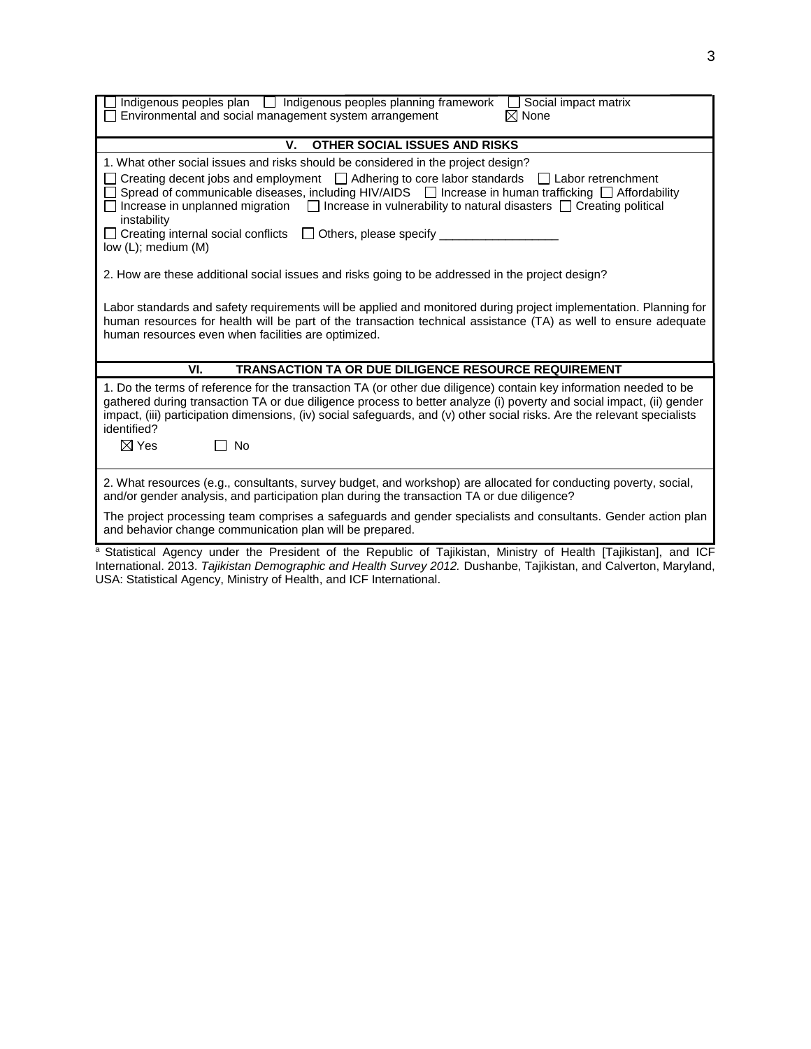☐ Indigenous peoples plan ☐ Indigenous peoples planning framework ☐ Social impact matrix
☐ Environmental and social management system arrangement ☒ None

## V. OTHER SOCIAL ISSUES AND RISKS

1. What other social issues and risks should be considered in the project design?

☐ Creating decent jobs and employment ☐ Adhering to core labor standards ☐ Labor retrenchment
☐ Spread of communicable diseases, including HIV/AIDS ☐ Increase in human trafficking ☐ Affordability
☐ Increase in unplanned migration ☐ Increase in vulnerability to natural disasters ☐ Creating political instability
☐ Creating internal social conflicts ☐ Others, please specify __________________
low (L); medium (M)

2. How are these additional social issues and risks going to be addressed in the project design?

Labor standards and safety requirements will be applied and monitored during project implementation. Planning for human resources for health will be part of the transaction technical assistance (TA) as well to ensure adequate human resources even when facilities are optimized.

## VI. TRANSACTION TA OR DUE DILIGENCE RESOURCE REQUIREMENT

1. Do the terms of reference for the transaction TA (or other due diligence) contain key information needed to be gathered during transaction TA or due diligence process to better analyze (i) poverty and social impact, (ii) gender impact, (iii) participation dimensions, (iv) social safeguards, and (v) other social risks. Are the relevant specialists identified?

☒ Yes ☐ No

2. What resources (e.g., consultants, survey budget, and workshop) are allocated for conducting poverty, social, and/or gender analysis, and participation plan during the transaction TA or due diligence?

The project processing team comprises a safeguards and gender specialists and consultants. Gender action plan and behavior change communication plan will be prepared.

[a] Statistical Agency under the President of the Republic of Tajikistan, Ministry of Health [Tajikistan], and ICF International. 2013. *Tajikistan Demographic and Health Survey 2012.* Dushanbe, Tajikistan, and Calverton, Maryland, USA: Statistical Agency, Ministry of Health, and ICF International.